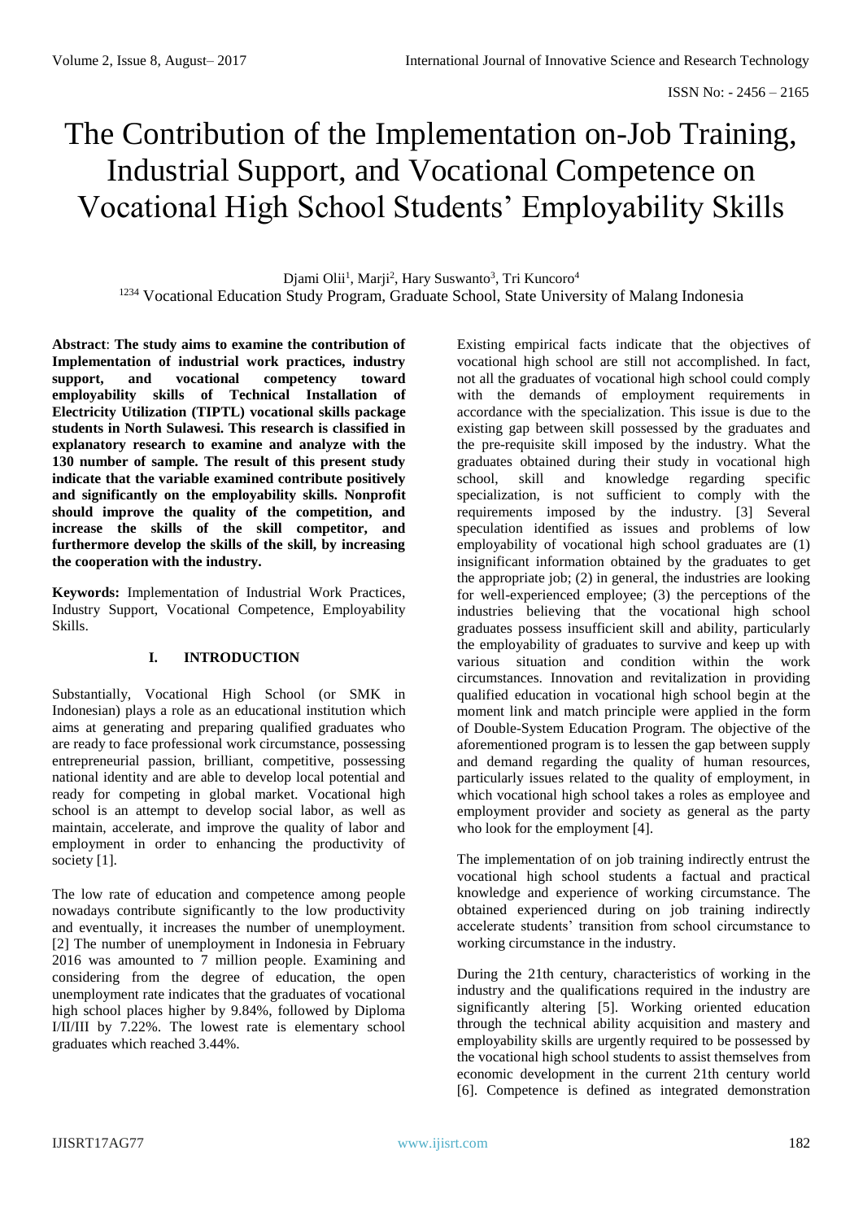# The Contribution of the Implementation on-Job Training, Industrial Support, and Vocational Competence on Vocational High School Students' Employability Skills

Djami Olii[1], Marji[2], Hary Suswanto[3], Tri Kuncoro[4]

[1234] Vocational Education Study Program, Graduate School, State University of Malang Indonesia

**Abstract**: **The study aims to examine the contribution of Implementation of industrial work practices, industry support, and vocational competency toward employability skills of Technical Installation of Electricity Utilization (TIPTL) vocational skills package students in North Sulawesi. This research is classified in explanatory research to examine and analyze with the 130 number of sample. The result of this present study indicate that the variable examined contribute positively and significantly on the employability skills. Nonprofit should improve the quality of the competition, and increase the skills of the skill competitor, and furthermore develop the skills of the skill, by increasing the cooperation with the industry.**

**Keywords:** Implementation of Industrial Work Practices, Industry Support, Vocational Competence, Employability Skills.

## I. INTRODUCTION

Substantially, Vocational High School (or SMK in Indonesian) plays a role as an educational institution which aims at generating and preparing qualified graduates who are ready to face professional work circumstance, possessing entrepreneurial passion, brilliant, competitive, possessing national identity and are able to develop local potential and ready for competing in global market. Vocational high school is an attempt to develop social labor, as well as maintain, accelerate, and improve the quality of labor and employment in order to enhancing the productivity of society [1].

The low rate of education and competence among people nowadays contribute significantly to the low productivity and eventually, it increases the number of unemployment. [2] The number of unemployment in Indonesia in February 2016 was amounted to 7 million people. Examining and considering from the degree of education, the open unemployment rate indicates that the graduates of vocational high school places higher by 9.84%, followed by Diploma I/II/III by 7.22%. The lowest rate is elementary school graduates which reached 3.44%.

Existing empirical facts indicate that the objectives of vocational high school are still not accomplished. In fact, not all the graduates of vocational high school could comply with the demands of employment requirements in accordance with the specialization. This issue is due to the existing gap between skill possessed by the graduates and the pre-requisite skill imposed by the industry. What the graduates obtained during their study in vocational high school, skill and knowledge regarding specific specialization, is not sufficient to comply with the requirements imposed by the industry. [3] Several speculation identified as issues and problems of low employability of vocational high school graduates are (1) insignificant information obtained by the graduates to get the appropriate job; (2) in general, the industries are looking for well-experienced employee; (3) the perceptions of the industries believing that the vocational high school graduates possess insufficient skill and ability, particularly the employability of graduates to survive and keep up with various situation and condition within the work circumstances. Innovation and revitalization in providing qualified education in vocational high school begin at the moment link and match principle were applied in the form of Double-System Education Program. The objective of the aforementioned program is to lessen the gap between supply and demand regarding the quality of human resources, particularly issues related to the quality of employment, in which vocational high school takes a roles as employee and employment provider and society as general as the party who look for the employment [4].

The implementation of on job training indirectly entrust the vocational high school students a factual and practical knowledge and experience of working circumstance. The obtained experienced during on job training indirectly accelerate students' transition from school circumstance to working circumstance in the industry.

During the 21th century, characteristics of working in the industry and the qualifications required in the industry are significantly altering [5]. Working oriented education through the technical ability acquisition and mastery and employability skills are urgently required to be possessed by the vocational high school students to assist themselves from economic development in the current 21th century world [6]. Competence is defined as integrated demonstration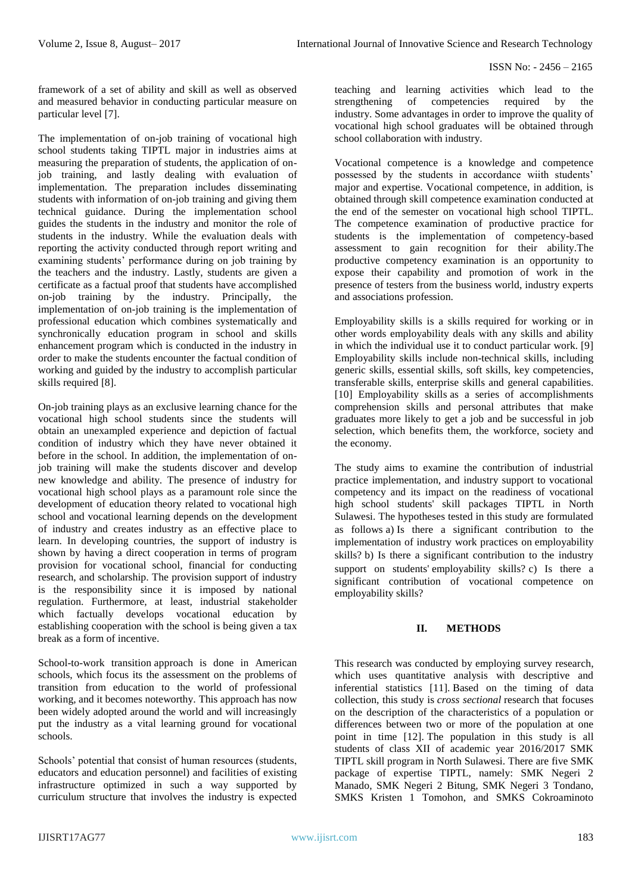framework of a set of ability and skill as well as observed and measured behavior in conducting particular measure on particular level [7].

The implementation of on-job training of vocational high school students taking TIPTL major in industries aims at measuring the preparation of students, the application of on-job training, and lastly dealing with evaluation of implementation. The preparation includes disseminating students with information of on-job training and giving them technical guidance. During the implementation school guides the students in the industry and monitor the role of students in the industry. While the evaluation deals with reporting the activity conducted through report writing and examining students' performance during on job training by the teachers and the industry. Lastly, students are given a certificate as a factual proof that students have accomplished on-job training by the industry. Principally, the implementation of on-job training is the implementation of professional education which combines systematically and synchronically education program in school and skills enhancement program which is conducted in the industry in order to make the students encounter the factual condition of working and guided by the industry to accomplish particular skills required [8].

On-job training plays as an exclusive learning chance for the vocational high school students since the students will obtain an unexampled experience and depiction of factual condition of industry which they have never obtained it before in the school. In addition, the implementation of on-job training will make the students discover and develop new knowledge and ability. The presence of industry for vocational high school plays as a paramount role since the development of education theory related to vocational high school and vocational learning depends on the development of industry and creates industry as an effective place to learn. In developing countries, the support of industry is shown by having a direct cooperation in terms of program provision for vocational school, financial for conducting research, and scholarship. The provision support of industry is the responsibility since it is imposed by national regulation. Furthermore, at least, industrial stakeholder which factually develops vocational education by establishing cooperation with the school is being given a tax break as a form of incentive.

School-to-work transition approach is done in American schools, which focus its the assessment on the problems of transition from education to the world of professional working, and it becomes noteworthy. This approach has now been widely adopted around the world and will increasingly put the industry as a vital learning ground for vocational schools.

Schools' potential that consist of human resources (students, educators and education personnel) and facilities of existing infrastructure optimized in such a way supported by curriculum structure that involves the industry is expected teaching and learning activities which lead to the strengthening of competencies required by the industry. Some advantages in order to improve the quality of vocational high school graduates will be obtained through school collaboration with industry.

Vocational competence is a knowledge and competence possessed by the students in accordance wiith students' major and expertise. Vocational competence, in addition, is obtained through skill competence examination conducted at the end of the semester on vocational high school TIPTL. The competence examination of productive practice for students is the implementation of competency-based assessment to gain recognition for their ability.The productive competency examination is an opportunity to expose their capability and promotion of work in the presence of testers from the business world, industry experts and associations profession.

Employability skills is a skills required for working or in other words employability deals with any skills and ability in which the individual use it to conduct particular work. [9] Employability skills include non-technical skills, including generic skills, essential skills, soft skills, key competencies, transferable skills, enterprise skills and general capabilities. [10] Employability skills as a series of accomplishments comprehension skills and personal attributes that make graduates more likely to get a job and be successful in job selection, which benefits them, the workforce, society and the economy.

The study aims to examine the contribution of industrial practice implementation, and industry support to vocational competency and its impact on the readiness of vocational high school students' skill packages TIPTL in North Sulawesi. The hypotheses tested in this study are formulated as follows a) Is there a significant contribution to the implementation of industry work practices on employability skills? b) Is there a significant contribution to the industry support on students' employability skills? c) Is there a significant contribution of vocational competence on employability skills?

## II. METHODS

This research was conducted by employing survey research, which uses quantitative analysis with descriptive and inferential statistics [11]. Based on the timing of data collection, this study is *cross sectional* research that focuses on the description of the characteristics of a population or differences between two or more of the population at one point in time [12]. The population in this study is all students of class XII of academic year 2016/2017 SMK TIPTL skill program in North Sulawesi. There are five SMK package of expertise TIPTL, namely: SMK Negeri 2 Manado, SMK Negeri 2 Bitung, SMK Negeri 3 Tondano, SMKS Kristen 1 Tomohon, and SMKS Cokroaminoto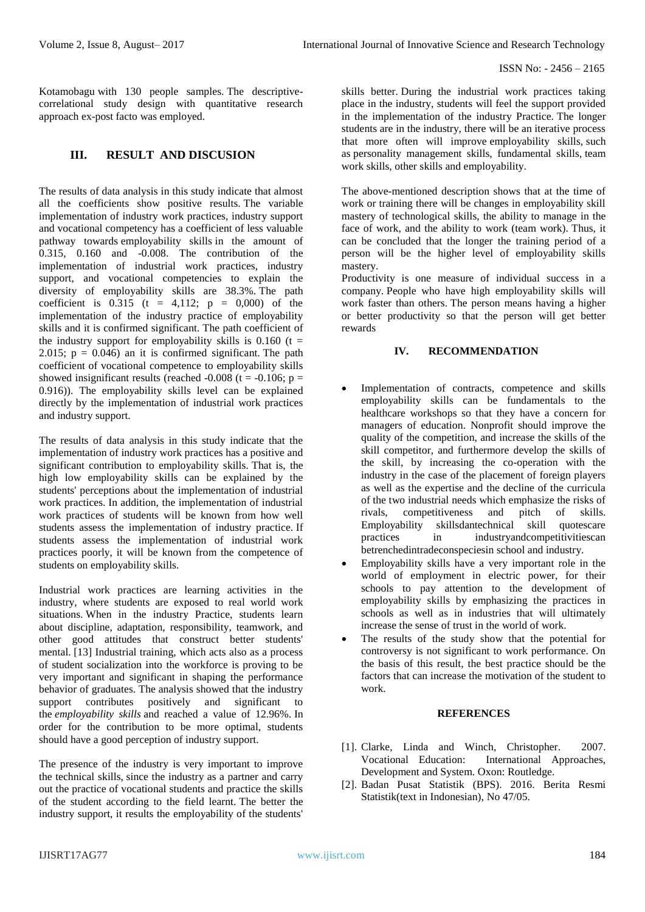Kotamobagu with 130 people samples. The descriptive-correlational study design with quantitative research approach ex-post facto was employed.

## III. RESULT AND DISCUSION

The results of data analysis in this study indicate that almost all the coefficients show positive results. The variable implementation of industry work practices, industry support and vocational competency has a coefficient of less valuable pathway towards employability skills in the amount of 0.315, 0.160 and -0.008. The contribution of the implementation of industrial work practices, industry support, and vocational competencies to explain the diversity of employability skills are 38.3%. The path coefficient is 0.315 (t = 4,112; p = 0,000) of the implementation of the industry practice of employability skills and it is confirmed significant. The path coefficient of the industry support for employability skills is 0.160 (t = 2.015; p = 0.046) an it is confirmed significant. The path coefficient of vocational competence to employability skills showed insignificant results (reached -0.008 (t = -0.106; p = 0.916)). The employability skills level can be explained directly by the implementation of industrial work practices and industry support.

The results of data analysis in this study indicate that the implementation of industry work practices has a positive and significant contribution to employability skills. That is, the high low employability skills can be explained by the students' perceptions about the implementation of industrial work practices. In addition, the implementation of industrial work practices of students will be known from how well students assess the implementation of industry practice. If students assess the implementation of industrial work practices poorly, it will be known from the competence of students on employability skills.

Industrial work practices are learning activities in the industry, where students are exposed to real world work situations. When in the industry Practice, students learn about discipline, adaptation, responsibility, teamwork, and other good attitudes that construct better students' mental. [13] Industrial training, which acts also as a process of student socialization into the workforce is proving to be very important and significant in shaping the performance behavior of graduates. The analysis showed that the industry support contributes positively and significant to the *employability skills* and reached a value of 12.96%. In order for the contribution to be more optimal, students should have a good perception of industry support.

The presence of the industry is very important to improve the technical skills, since the industry as a partner and carry out the practice of vocational students and practice the skills of the student according to the field learnt. The better the industry support, it results the employability of the students' skills better. During the industrial work practices taking place in the industry, students will feel the support provided in the implementation of the industry Practice. The longer students are in the industry, there will be an iterative process that more often will improve employability skills, such as personality management skills, fundamental skills, team work skills, other skills and employability.

The above-mentioned description shows that at the time of work or training there will be changes in employability skill mastery of technological skills, the ability to manage in the face of work, and the ability to work (team work). Thus, it can be concluded that the longer the training period of a person will be the higher level of employability skills mastery.

Productivity is one measure of individual success in a company. People who have high employability skills will work faster than others. The person means having a higher or better productivity so that the person will get better rewards

## IV. RECOMMENDATION

- Implementation of contracts, competence and skills employability skills can be fundamentals to the healthcare workshops so that they have a concern for managers of education. Nonprofit should improve the quality of the competition, and increase the skills of the skill competitor, and furthermore develop the skills of the skill, by increasing the co-operation with the industry in the case of the placement of foreign players as well as the expertise and the decline of the curricula of the two industrial needs which emphasize the risks of rivals, competitiveness and pitch of skills. Employability skillsdantechnical skill quotescare practices in industryandcompetitivitiescan betrenchedintradeconspeciesin school and industry.
- Employability skills have a very important role in the world of employment in electric power, for their schools to pay attention to the development of employability skills by emphasizing the practices in schools as well as in industries that will ultimately increase the sense of trust in the world of work.
- The results of the study show that the potential for controversy is not significant to work performance. On the basis of this result, the best practice should be the factors that can increase the motivation of the student to work.

## REFERENCES

[1]. Clarke, Linda and Winch, Christopher. 2007. Vocational Education: International Approaches, Development and System. Oxon: Routledge.

[2]. Badan Pusat Statistik (BPS). 2016. Berita Resmi Statistik(text in Indonesian), No 47/05.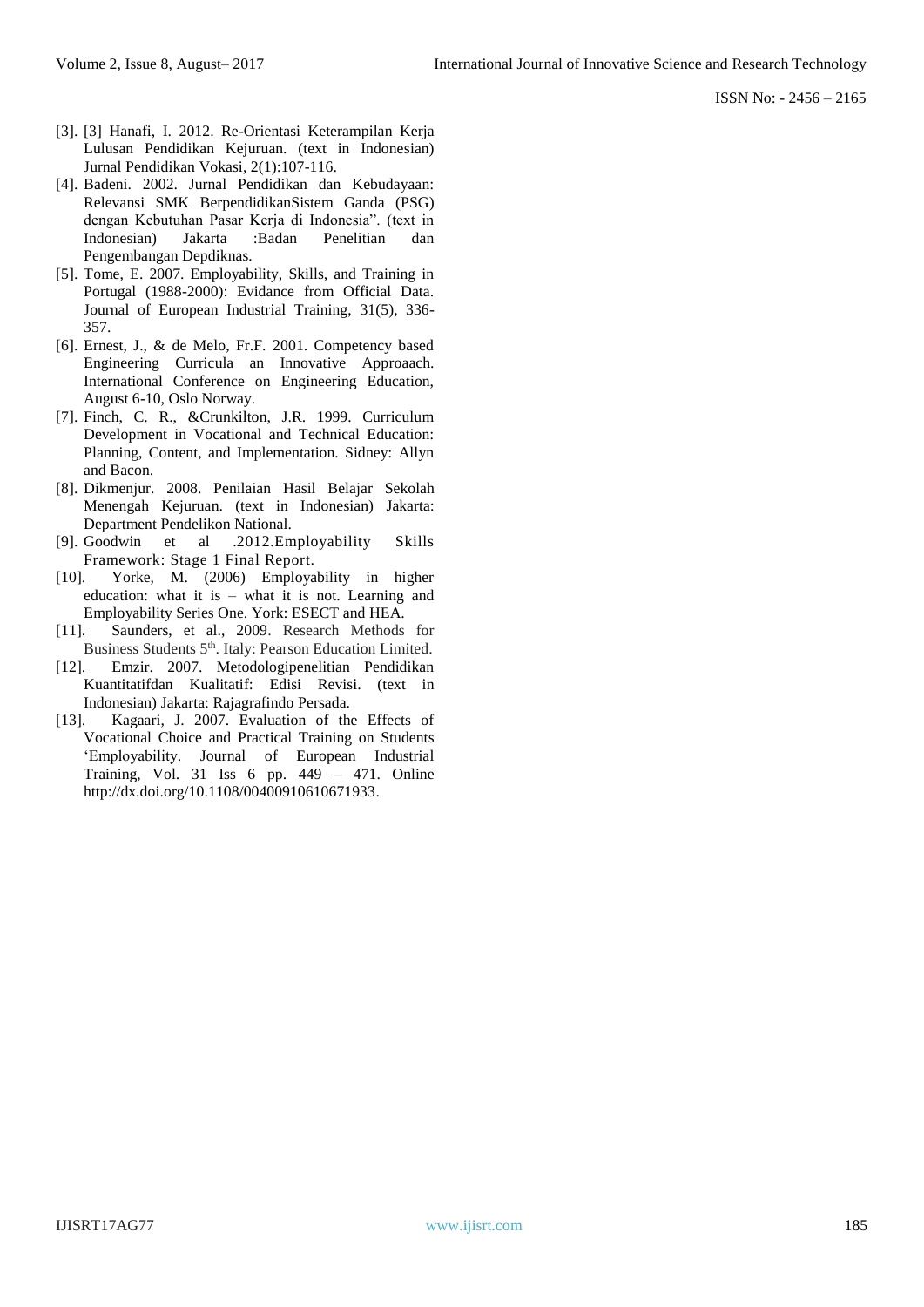[3]. [3] Hanafi, I. 2012. Re-Orientasi Keterampilan Kerja Lulusan Pendidikan Kejuruan. (text in Indonesian) Jurnal Pendidikan Vokasi, 2(1):107-116.

[4]. Badeni. 2002. Jurnal Pendidikan dan Kebudayaan: Relevansi SMK BerpendidikanSistem Ganda (PSG) dengan Kebutuhan Pasar Kerja di Indonesia". (text in Indonesian) Jakarta :Badan Penelitian dan Pengembangan Depdiknas.

[5]. Tome, E. 2007. Employability, Skills, and Training in Portugal (1988-2000): Evidance from Official Data. Journal of European Industrial Training, 31(5), 336-357.

[6]. Ernest, J., & de Melo, Fr.F. 2001. Competency based Engineering Curricula an Innovative Approaach. International Conference on Engineering Education, August 6-10, Oslo Norway.

[7]. Finch, C. R., &Crunkilton, J.R. 1999. Curriculum Development in Vocational and Technical Education: Planning, Content, and Implementation. Sidney: Allyn and Bacon.

[8]. Dikmenjur. 2008. Penilaian Hasil Belajar Sekolah Menengah Kejuruan. (text in Indonesian) Jakarta: Department Pendelikon National.

[9]. Goodwin et al .2012.Employability Skills Framework: Stage 1 Final Report.

[10]. Yorke, M. (2006) Employability in higher education: what it is – what it is not. Learning and Employability Series One. York: ESECT and HEA.

[11]. Saunders, et al., 2009. Research Methods for Business Students 5th. Italy: Pearson Education Limited.

[12]. Emzir. 2007. Metodologipenelitian Pendidikan Kuantitatifdan Kualitatif: Edisi Revisi. (text in Indonesian) Jakarta: Rajagrafindo Persada.

[13]. Kagaari, J. 2007. Evaluation of the Effects of Vocational Choice and Practical Training on Students 'Employability. Journal of European Industrial Training, Vol. 31 Iss 6 pp. 449 – 471. Online http://dx.doi.org/10.1108/00400910610671933.